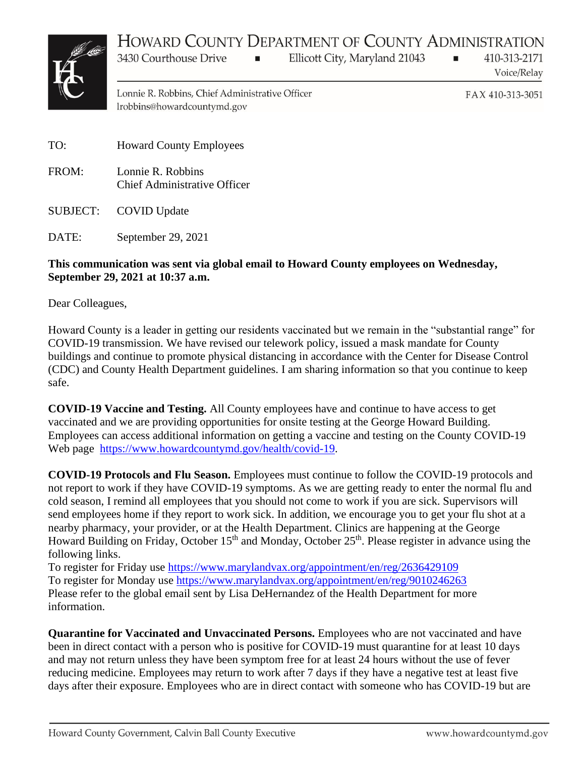# Howard County Department of County Administration

3430 Courthouse Drive ▪ Ellicott City, Maryland 21043 ▪ 410-313-2171 Voice/Relay

Lonnie R. Robbins, Chief Administrative Officer
lrobbins@howardcountymd.gov

FAX 410-313-3051

TO: Howard County Employees

FROM: Lonnie R. Robbins
Chief Administrative Officer

SUBJECT: COVID Update

DATE: September 29, 2021

**This communication was sent via global email to Howard County employees on Wednesday, September 29, 2021 at 10:37 a.m.**

Dear Colleagues,

Howard County is a leader in getting our residents vaccinated but we remain in the "substantial range" for COVID-19 transmission. We have revised our telework policy, issued a mask mandate for County buildings and continue to promote physical distancing in accordance with the Center for Disease Control (CDC) and County Health Department guidelines. I am sharing information so that you continue to keep safe.

**COVID-19 Vaccine and Testing.** All County employees have and continue to have access to get vaccinated and we are providing opportunities for onsite testing at the George Howard Building. Employees can access additional information on getting a vaccine and testing on the County COVID-19 Web page https://www.howardcountymd.gov/health/covid-19.

**COVID-19 Protocols and Flu Season.** Employees must continue to follow the COVID-19 protocols and not report to work if they have COVID-19 symptoms. As we are getting ready to enter the normal flu and cold season, I remind all employees that you should not come to work if you are sick. Supervisors will send employees home if they report to work sick. In addition, we encourage you to get your flu shot at a nearby pharmacy, your provider, or at the Health Department. Clinics are happening at the George Howard Building on Friday, October 15th and Monday, October 25th. Please register in advance using the following links.
To register for Friday use https://www.marylandvax.org/appointment/en/reg/2636429109
To register for Monday use https://www.marylandvax.org/appointment/en/reg/9010246263
Please refer to the global email sent by Lisa DeHernandez of the Health Department for more information.

**Quarantine for Vaccinated and Unvaccinated Persons.** Employees who are not vaccinated and have been in direct contact with a person who is positive for COVID-19 must quarantine for at least 10 days and may not return unless they have been symptom free for at least 24 hours without the use of fever reducing medicine. Employees may return to work after 7 days if they have a negative test at least five days after their exposure. Employees who are in direct contact with someone who has COVID-19 but are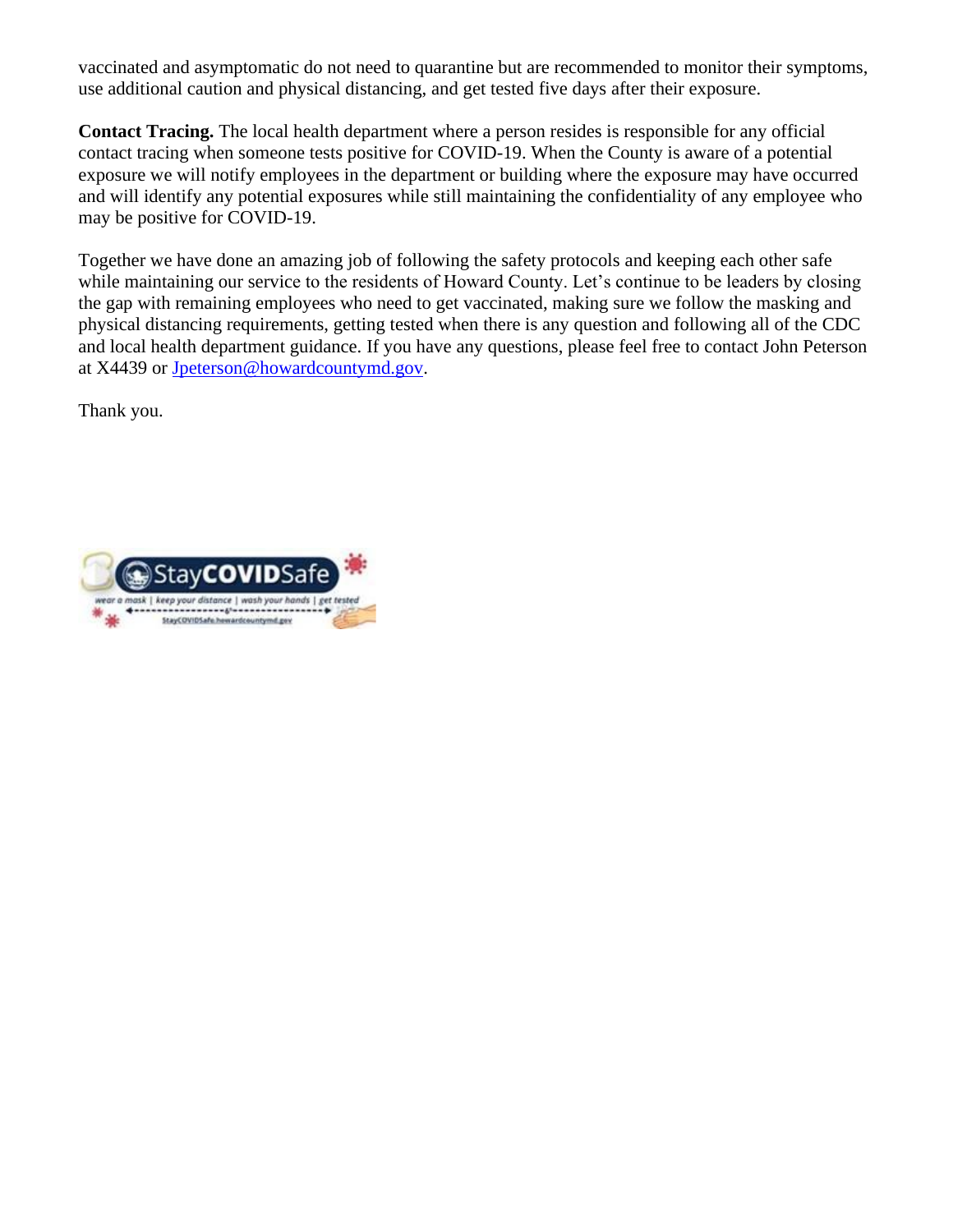vaccinated and asymptomatic do not need to quarantine but are recommended to monitor their symptoms, use additional caution and physical distancing, and get tested five days after their exposure.

**Contact Tracing.** The local health department where a person resides is responsible for any official contact tracing when someone tests positive for COVID-19. When the County is aware of a potential exposure we will notify employees in the department or building where the exposure may have occurred and will identify any potential exposures while still maintaining the confidentiality of any employee who may be positive for COVID-19.

Together we have done an amazing job of following the safety protocols and keeping each other safe while maintaining our service to the residents of Howard County. Let's continue to be leaders by closing the gap with remaining employees who need to get vaccinated, making sure we follow the masking and physical distancing requirements, getting tested when there is any question and following all of the CDC and local health department guidance. If you have any questions, please feel free to contact John Peterson at X4439 or Jpeterson@howardcountymd.gov.

Thank you.

StayCOVIDSafe

wear a mask | keep your distance | wash your hands | get tested

StayCOVIDSafe.howardcountymd.gov